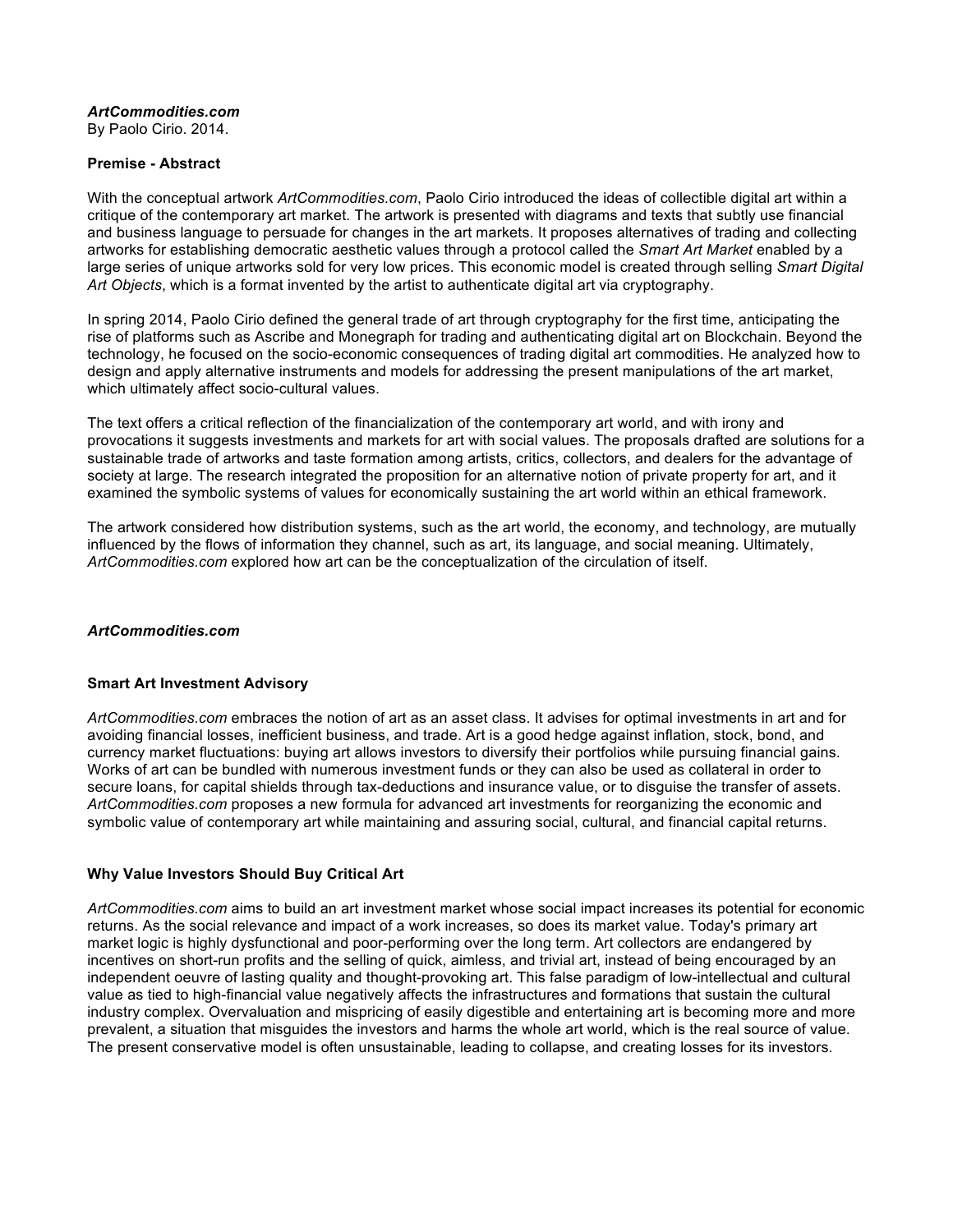***ArtCommodities.com***
By Paolo Cirio. 2014.

**Premise - Abstract**

With the conceptual artwork *ArtCommodities.com*, Paolo Cirio introduced the ideas of collectible digital art within a critique of the contemporary art market. The artwork is presented with diagrams and texts that subtly use financial and business language to persuade for changes in the art markets. It proposes alternatives of trading and collecting artworks for establishing democratic aesthetic values through a protocol called the *Smart Art Market* enabled by a large series of unique artworks sold for very low prices. This economic model is created through selling *Smart Digital Art Objects*, which is a format invented by the artist to authenticate digital art via cryptography.

In spring 2014, Paolo Cirio defined the general trade of art through cryptography for the first time, anticipating the rise of platforms such as Ascribe and Monegraph for trading and authenticating digital art on Blockchain. Beyond the technology, he focused on the socio-economic consequences of trading digital art commodities. He analyzed how to design and apply alternative instruments and models for addressing the present manipulations of the art market, which ultimately affect socio-cultural values.

The text offers a critical reflection of the financialization of the contemporary art world, and with irony and provocations it suggests investments and markets for art with social values. The proposals drafted are solutions for a sustainable trade of artworks and taste formation among artists, critics, collectors, and dealers for the advantage of society at large. The research integrated the proposition for an alternative notion of private property for art, and it examined the symbolic systems of values for economically sustaining the art world within an ethical framework.

The artwork considered how distribution systems, such as the art world, the economy, and technology, are mutually influenced by the flows of information they channel, such as art, its language, and social meaning. Ultimately, *ArtCommodities.com* explored how art can be the conceptualization of the circulation of itself.

## ***ArtCommodities.com***

### Smart Art Investment Advisory

*ArtCommodities.com* embraces the notion of art as an asset class. It advises for optimal investments in art and for avoiding financial losses, inefficient business, and trade. Art is a good hedge against inflation, stock, bond, and currency market fluctuations: buying art allows investors to diversify their portfolios while pursuing financial gains. Works of art can be bundled with numerous investment funds or they can also be used as collateral in order to secure loans, for capital shields through tax-deductions and insurance value, or to disguise the transfer of assets. *ArtCommodities.com* proposes a new formula for advanced art investments for reorganizing the economic and symbolic value of contemporary art while maintaining and assuring social, cultural, and financial capital returns.

### Why Value Investors Should Buy Critical Art

*ArtCommodities.com* aims to build an art investment market whose social impact increases its potential for economic returns. As the social relevance and impact of a work increases, so does its market value. Today's primary art market logic is highly dysfunctional and poor-performing over the long term. Art collectors are endangered by incentives on short-run profits and the selling of quick, aimless, and trivial art, instead of being encouraged by an independent oeuvre of lasting quality and thought-provoking art. This false paradigm of low-intellectual and cultural value as tied to high-financial value negatively affects the infrastructures and formations that sustain the cultural industry complex. Overvaluation and mispricing of easily digestible and entertaining art is becoming more and more prevalent, a situation that misguides the investors and harms the whole art world, which is the real source of value. The present conservative model is often unsustainable, leading to collapse, and creating losses for its investors.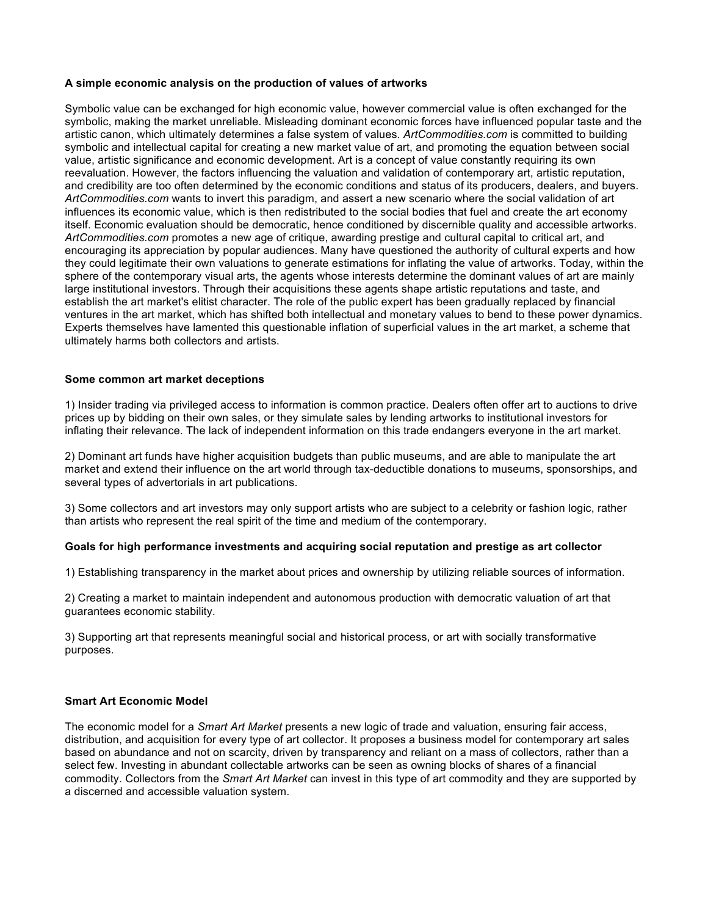**A simple economic analysis on the production of values of artworks**

Symbolic value can be exchanged for high economic value, however commercial value is often exchanged for the symbolic, making the market unreliable. Misleading dominant economic forces have influenced popular taste and the artistic canon, which ultimately determines a false system of values. *ArtCommodities.com* is committed to building symbolic and intellectual capital for creating a new market value of art, and promoting the equation between social value, artistic significance and economic development. Art is a concept of value constantly requiring its own reevaluation. However, the factors influencing the valuation and validation of contemporary art, artistic reputation, and credibility are too often determined by the economic conditions and status of its producers, dealers, and buyers. *ArtCommodities.com* wants to invert this paradigm, and assert a new scenario where the social validation of art influences its economic value, which is then redistributed to the social bodies that fuel and create the art economy itself. Economic evaluation should be democratic, hence conditioned by discernible quality and accessible artworks. *ArtCommodities.com* promotes a new age of critique, awarding prestige and cultural capital to critical art, and encouraging its appreciation by popular audiences. Many have questioned the authority of cultural experts and how they could legitimate their own valuations to generate estimations for inflating the value of artworks. Today, within the sphere of the contemporary visual arts, the agents whose interests determine the dominant values of art are mainly large institutional investors. Through their acquisitions these agents shape artistic reputations and taste, and establish the art market's elitist character. The role of the public expert has been gradually replaced by financial ventures in the art market, which has shifted both intellectual and monetary values to bend to these power dynamics. Experts themselves have lamented this questionable inflation of superficial values in the art market, a scheme that ultimately harms both collectors and artists.

**Some common art market deceptions**

1) Insider trading via privileged access to information is common practice. Dealers often offer art to auctions to drive prices up by bidding on their own sales, or they simulate sales by lending artworks to institutional investors for inflating their relevance. The lack of independent information on this trade endangers everyone in the art market.

2) Dominant art funds have higher acquisition budgets than public museums, and are able to manipulate the art market and extend their influence on the art world through tax-deductible donations to museums, sponsorships, and several types of advertorials in art publications.

3) Some collectors and art investors may only support artists who are subject to a celebrity or fashion logic, rather than artists who represent the real spirit of the time and medium of the contemporary.

**Goals for high performance investments and acquiring social reputation and prestige as art collector**

1) Establishing transparency in the market about prices and ownership by utilizing reliable sources of information.

2) Creating a market to maintain independent and autonomous production with democratic valuation of art that guarantees economic stability.

3) Supporting art that represents meaningful social and historical process, or art with socially transformative purposes.

**Smart Art Economic Model**

The economic model for a *Smart Art Market* presents a new logic of trade and valuation, ensuring fair access, distribution, and acquisition for every type of art collector. It proposes a business model for contemporary art sales based on abundance and not on scarcity, driven by transparency and reliant on a mass of collectors, rather than a select few. Investing in abundant collectable artworks can be seen as owning blocks of shares of a financial commodity. Collectors from the *Smart Art Market* can invest in this type of art commodity and they are supported by a discerned and accessible valuation system.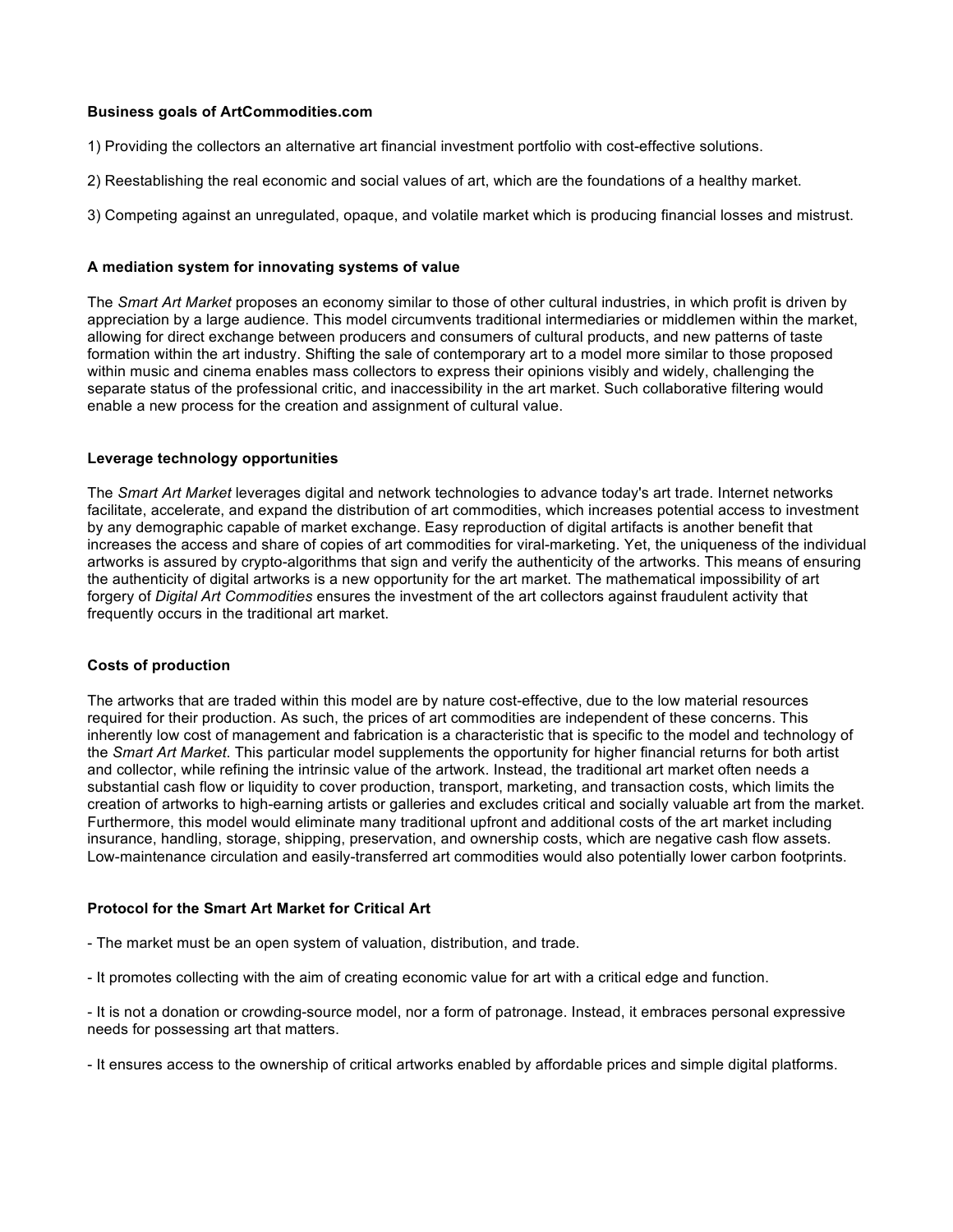**Business goals of ArtCommodities.com**

1) Providing the collectors an alternative art financial investment portfolio with cost-effective solutions.

2) Reestablishing the real economic and social values of art, which are the foundations of a healthy market.

3) Competing against an unregulated, opaque, and volatile market which is producing financial losses and mistrust.

**A mediation system for innovating systems of value**

The *Smart Art Market* proposes an economy similar to those of other cultural industries, in which profit is driven by appreciation by a large audience. This model circumvents traditional intermediaries or middlemen within the market, allowing for direct exchange between producers and consumers of cultural products, and new patterns of taste formation within the art industry. Shifting the sale of contemporary art to a model more similar to those proposed within music and cinema enables mass collectors to express their opinions visibly and widely, challenging the separate status of the professional critic, and inaccessibility in the art market. Such collaborative filtering would enable a new process for the creation and assignment of cultural value.

**Leverage technology opportunities**

The *Smart Art Market* leverages digital and network technologies to advance today's art trade. Internet networks facilitate, accelerate, and expand the distribution of art commodities, which increases potential access to investment by any demographic capable of market exchange. Easy reproduction of digital artifacts is another benefit that increases the access and share of copies of art commodities for viral-marketing. Yet, the uniqueness of the individual artworks is assured by crypto-algorithms that sign and verify the authenticity of the artworks. This means of ensuring the authenticity of digital artworks is a new opportunity for the art market. The mathematical impossibility of art forgery of *Digital Art Commodities* ensures the investment of the art collectors against fraudulent activity that frequently occurs in the traditional art market.

**Costs of production**

The artworks that are traded within this model are by nature cost-effective, due to the low material resources required for their production. As such, the prices of art commodities are independent of these concerns. This inherently low cost of management and fabrication is a characteristic that is specific to the model and technology of the *Smart Art Market*. This particular model supplements the opportunity for higher financial returns for both artist and collector, while refining the intrinsic value of the artwork. Instead, the traditional art market often needs a substantial cash flow or liquidity to cover production, transport, marketing, and transaction costs, which limits the creation of artworks to high-earning artists or galleries and excludes critical and socially valuable art from the market. Furthermore, this model would eliminate many traditional upfront and additional costs of the art market including insurance, handling, storage, shipping, preservation, and ownership costs, which are negative cash flow assets. Low-maintenance circulation and easily-transferred art commodities would also potentially lower carbon footprints.

**Protocol for the Smart Art Market for Critical Art**

- The market must be an open system of valuation, distribution, and trade.

- It promotes collecting with the aim of creating economic value for art with a critical edge and function.

- It is not a donation or crowding-source model, nor a form of patronage. Instead, it embraces personal expressive needs for possessing art that matters.

- It ensures access to the ownership of critical artworks enabled by affordable prices and simple digital platforms.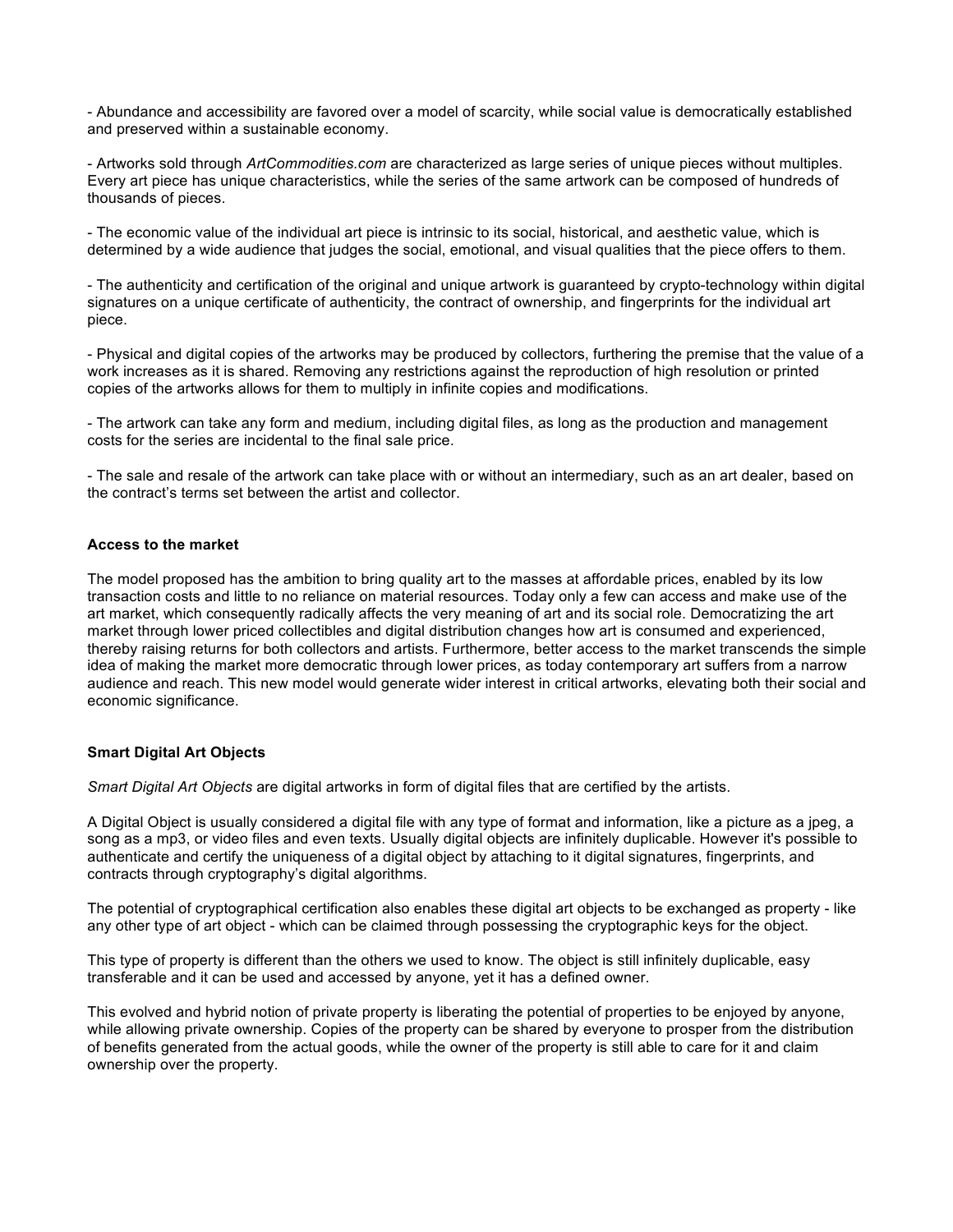- Abundance and accessibility are favored over a model of scarcity, while social value is democratically established and preserved within a sustainable economy.

- Artworks sold through *ArtCommodities.com* are characterized as large series of unique pieces without multiples. Every art piece has unique characteristics, while the series of the same artwork can be composed of hundreds of thousands of pieces.

- The economic value of the individual art piece is intrinsic to its social, historical, and aesthetic value, which is determined by a wide audience that judges the social, emotional, and visual qualities that the piece offers to them.

- The authenticity and certification of the original and unique artwork is guaranteed by crypto-technology within digital signatures on a unique certificate of authenticity, the contract of ownership, and fingerprints for the individual art piece.

- Physical and digital copies of the artworks may be produced by collectors, furthering the premise that the value of a work increases as it is shared. Removing any restrictions against the reproduction of high resolution or printed copies of the artworks allows for them to multiply in infinite copies and modifications.

- The artwork can take any form and medium, including digital files, as long as the production and management costs for the series are incidental to the final sale price.

- The sale and resale of the artwork can take place with or without an intermediary, such as an art dealer, based on the contract's terms set between the artist and collector.

**Access to the market**

The model proposed has the ambition to bring quality art to the masses at affordable prices, enabled by its low transaction costs and little to no reliance on material resources. Today only a few can access and make use of the art market, which consequently radically affects the very meaning of art and its social role. Democratizing the art market through lower priced collectibles and digital distribution changes how art is consumed and experienced, thereby raising returns for both collectors and artists. Furthermore, better access to the market transcends the simple idea of making the market more democratic through lower prices, as today contemporary art suffers from a narrow audience and reach. This new model would generate wider interest in critical artworks, elevating both their social and economic significance.

**Smart Digital Art Objects**

*Smart Digital Art Objects* are digital artworks in form of digital files that are certified by the artists.

A Digital Object is usually considered a digital file with any type of format and information, like a picture as a jpeg, a song as a mp3, or video files and even texts. Usually digital objects are infinitely duplicable. However it's possible to authenticate and certify the uniqueness of a digital object by attaching to it digital signatures, fingerprints, and contracts through cryptography's digital algorithms.

The potential of cryptographical certification also enables these digital art objects to be exchanged as property - like any other type of art object - which can be claimed through possessing the cryptographic keys for the object.

This type of property is different than the others we used to know. The object is still infinitely duplicable, easy transferable and it can be used and accessed by anyone, yet it has a defined owner.

This evolved and hybrid notion of private property is liberating the potential of properties to be enjoyed by anyone, while allowing private ownership. Copies of the property can be shared by everyone to prosper from the distribution of benefits generated from the actual goods, while the owner of the property is still able to care for it and claim ownership over the property.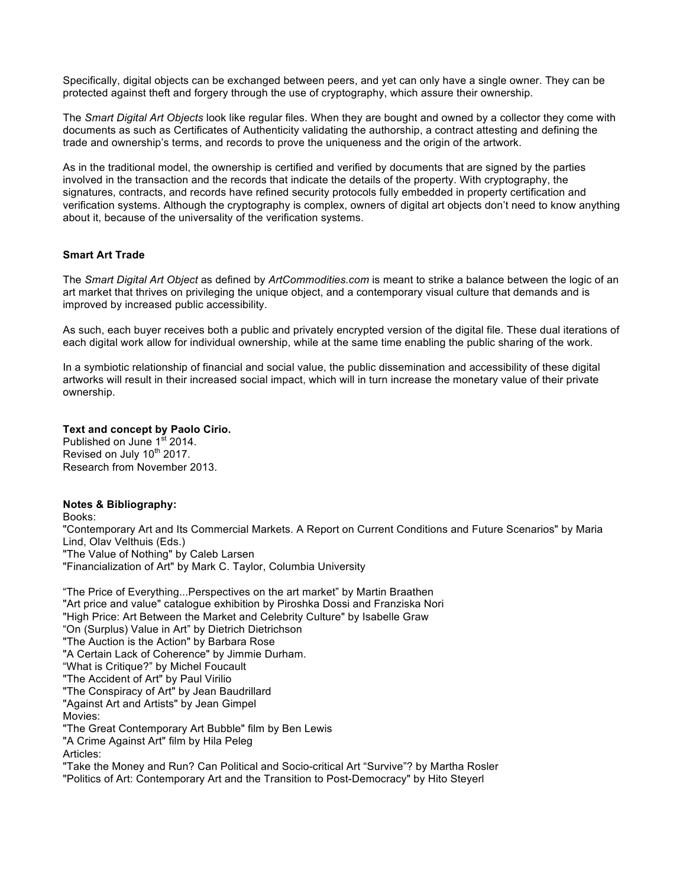Specifically, digital objects can be exchanged between peers, and yet can only have a single owner. They can be protected against theft and forgery through the use of cryptography, which assure their ownership.

The *Smart Digital Art Objects* look like regular files. When they are bought and owned by a collector they come with documents as such as Certificates of Authenticity validating the authorship, a contract attesting and defining the trade and ownership's terms, and records to prove the uniqueness and the origin of the artwork.

As in the traditional model, the ownership is certified and verified by documents that are signed by the parties involved in the transaction and the records that indicate the details of the property. With cryptography, the signatures, contracts, and records have refined security protocols fully embedded in property certification and verification systems. Although the cryptography is complex, owners of digital art objects don't need to know anything about it, because of the universality of the verification systems.

**Smart Art Trade**

The *Smart Digital Art Object* as defined by *ArtCommodities.com* is meant to strike a balance between the logic of an art market that thrives on privileging the unique object, and a contemporary visual culture that demands and is improved by increased public accessibility.

As such, each buyer receives both a public and privately encrypted version of the digital file. These dual iterations of each digital work allow for individual ownership, while at the same time enabling the public sharing of the work.

In a symbiotic relationship of financial and social value, the public dissemination and accessibility of these digital artworks will result in their increased social impact, which will in turn increase the monetary value of their private ownership.

**Text and concept by Paolo Cirio.**
Published on June 1st 2014.
Revised on July 10th 2017.
Research from November 2013.

**Notes & Bibliography:**
Books:
"Contemporary Art and Its Commercial Markets. A Report on Current Conditions and Future Scenarios" by Maria Lind, Olav Velthuis (Eds.)
"The Value of Nothing" by Caleb Larsen
"Financialization of Art" by Mark C. Taylor, Columbia University

"The Price of Everything...Perspectives on the art market" by Martin Braathen
"Art price and value" catalogue exhibition by Piroshka Dossi and Franziska Nori
"High Price: Art Between the Market and Celebrity Culture" by Isabelle Graw
"On (Surplus) Value in Art" by Dietrich Dietrichson
"The Auction is the Action" by Barbara Rose
"A Certain Lack of Coherence" by Jimmie Durham.
"What is Critique?" by Michel Foucault
"The Accident of Art" by Paul Virilio
"The Conspiracy of Art" by Jean Baudrillard
"Against Art and Artists" by Jean Gimpel
Movies:
"The Great Contemporary Art Bubble" film by Ben Lewis
"A Crime Against Art" film by Hila Peleg
Articles:
"Take the Money and Run? Can Political and Socio-critical Art "Survive"? by Martha Rosler
"Politics of Art: Contemporary Art and the Transition to Post-Democracy" by Hito Steyerl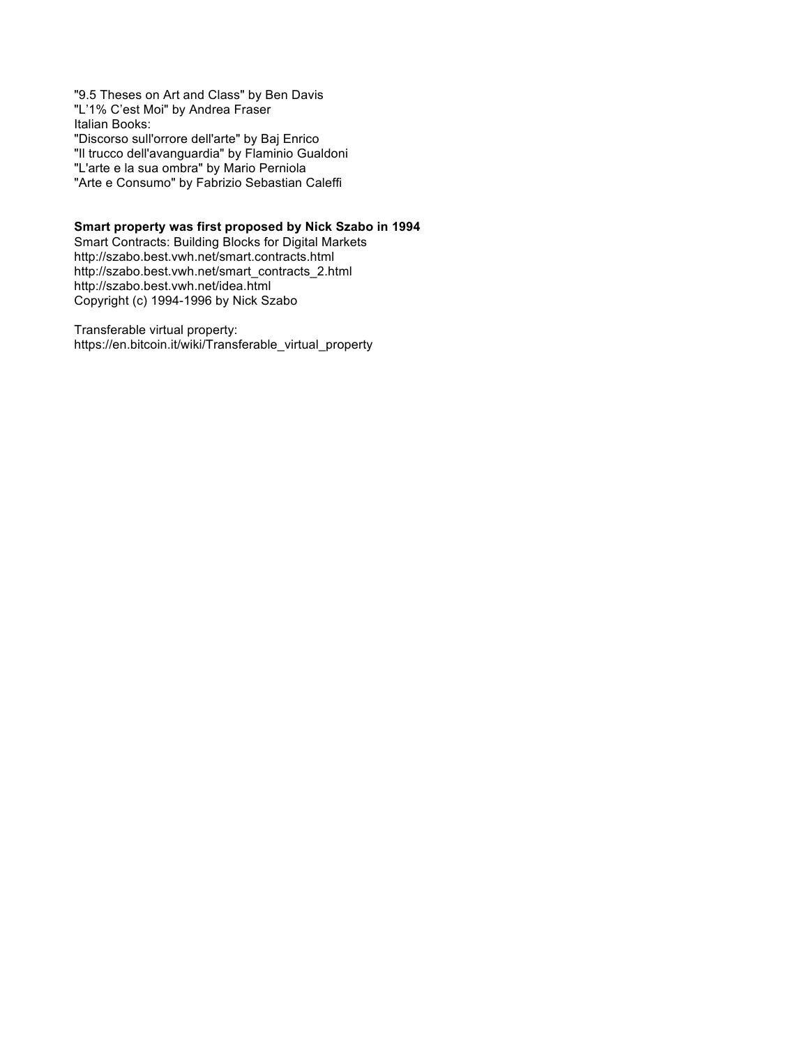"9.5 Theses on Art and Class" by Ben Davis
"L'1% C'est Moi" by Andrea Fraser
Italian Books:
"Discorso sull'orrore dell'arte" by Baj Enrico
"Il trucco dell'avanguardia" by Flaminio Gualdoni
"L'arte e la sua ombra" by Mario Perniola
"Arte e Consumo" by Fabrizio Sebastian Caleffi

**Smart property was first proposed by Nick Szabo in 1994**
Smart Contracts: Building Blocks for Digital Markets
http://szabo.best.vwh.net/smart.contracts.html
http://szabo.best.vwh.net/smart_contracts_2.html
http://szabo.best.vwh.net/idea.html
Copyright (c) 1994-1996 by Nick Szabo

Transferable virtual property:
https://en.bitcoin.it/wiki/Transferable_virtual_property